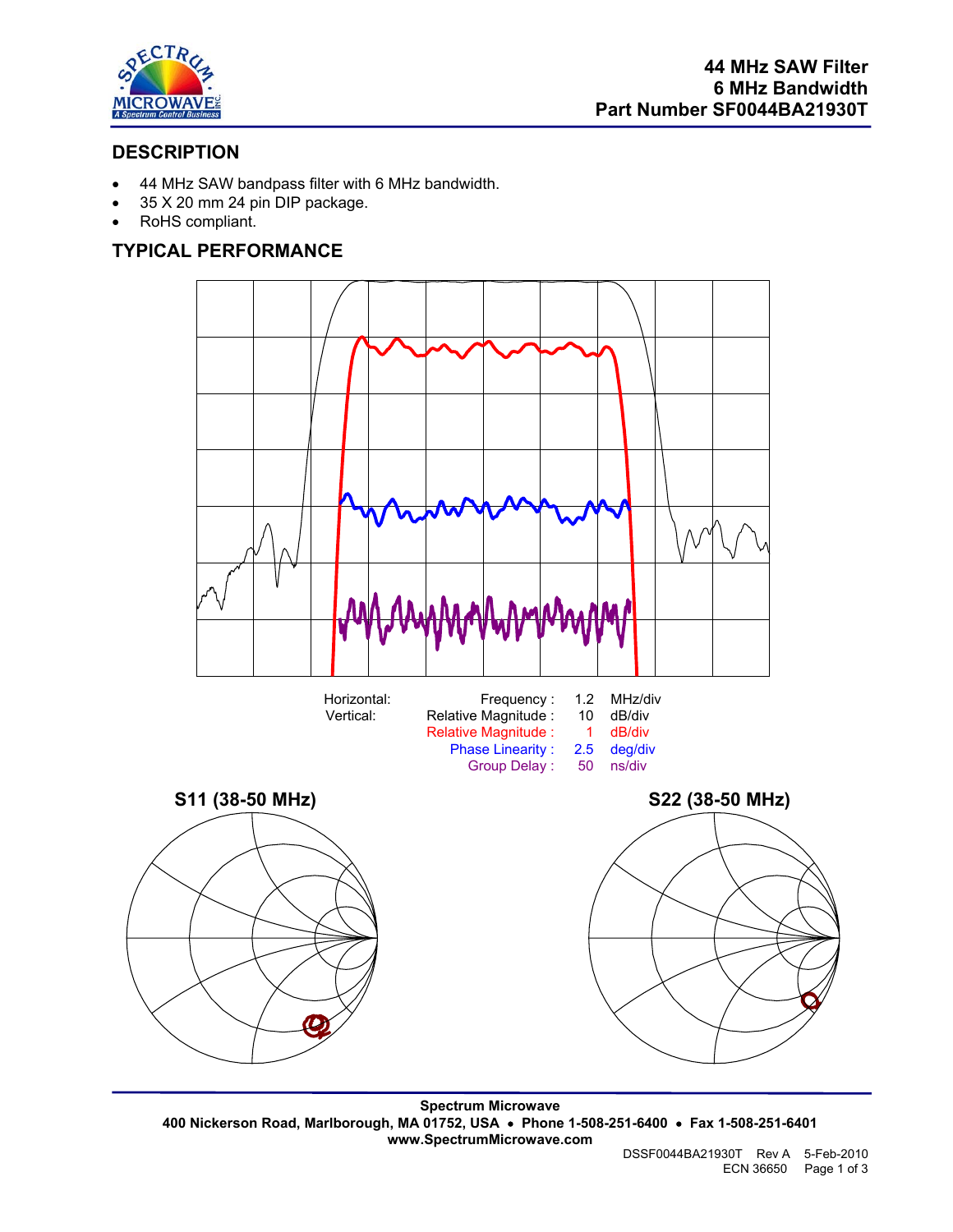**44 MHz SAW Filter**
**6 MHz Bandwidth**
**Part Number SF0044BA21930T**

## DESCRIPTION

- 44 MHz SAW bandpass filter with 6 MHz bandwidth.
- 35 X 20 mm 24 pin DIP package.
- RoHS compliant.

## TYPICAL PERFORMANCE

| | | | |
|---|---|---|---|
| Horizontal: | Frequency : | 1.2 | MHz/div |
| Vertical: | Relative Magnitude : | 10 | dB/div |
| | Relative Magnitude : | 1 | dB/div |
| | Phase Linearity : | 2.5 | deg/div |
| | Group Delay : | 50 | ns/div |

**S11 (38-50 MHz)**

**S22 (38-50 MHz)**

**Spectrum Microwave**
**400 Nickerson Road, Marlborough, MA 01752, USA • Phone 1-508-251-6400 • Fax 1-508-251-6401**
**www.SpectrumMicrowave.com**

DSSF0044BA21930T Rev A 5-Feb-2010
ECN 36650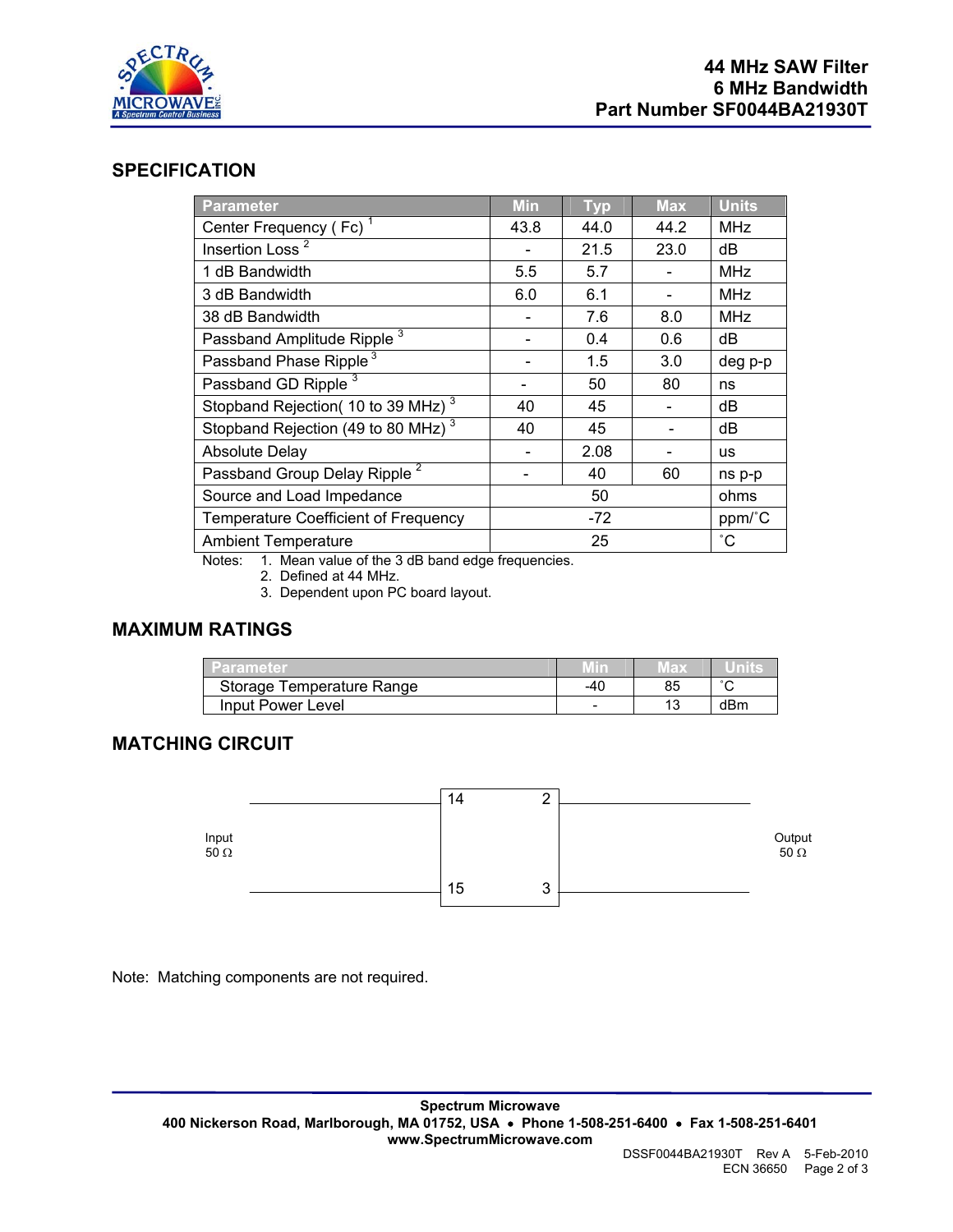# 44 MHz SAW Filter
# 6 MHz Bandwidth
# Part Number SF0044BA21930T

## SPECIFICATION

| Parameter | Min | Typ | Max | Units |
|---|---|---|---|---|
| Center Frequency ( Fc) [1] | 43.8 | 44.0 | 44.2 | MHz |
| Insertion Loss [2] | - | 21.5 | 23.0 | dB |
| 1 dB Bandwidth | 5.5 | 5.7 | - | MHz |
| 3 dB Bandwidth | 6.0 | 6.1 | - | MHz |
| 38 dB Bandwidth | - | 7.6 | 8.0 | MHz |
| Passband Amplitude Ripple [3] | - | 0.4 | 0.6 | dB |
| Passband Phase Ripple [3] | - | 1.5 | 3.0 | deg p-p |
| Passband GD Ripple [3] | - | 50 | 80 | ns |
| Stopband Rejection( 10 to 39 MHz) [3] | 40 | 45 | - | dB |
| Stopband Rejection (49 to 80 MHz) [3] | 40 | 45 | - | dB |
| Absolute Delay | - | 2.08 | - | us |
| Passband Group Delay Ripple [2] | - | 40 | 60 | ns p-p |
| Source and Load Impedance | | 50 | | ohms |
| Temperature Coefficient of Frequency | | -72 | | ppm/˚C |
| Ambient Temperature | | 25 | | ˚C |

Notes:
1. Mean value of the 3 dB band edge frequencies.
2. Defined at 44 MHz.
3. Dependent upon PC board layout.

## MAXIMUM RATINGS

| Parameter | Min | Max | Units |
|---|---|---|---|
| Storage Temperature Range | -40 | 85 | ˚C |
| Input Power Level | - | 13 | dBm |

## MATCHING CIRCUIT

Input 50 Ω — pins 14, 15; Output 50 Ω — pins 2, 3

Note: Matching components are not required.

**Spectrum Microwave**
**400 Nickerson Road, Marlborough, MA 01752, USA • Phone 1-508-251-6400 • Fax 1-508-251-6401**
**www.SpectrumMicrowave.com**

DSSF0044BA21930T Rev A 5-Feb-2010
ECN 36650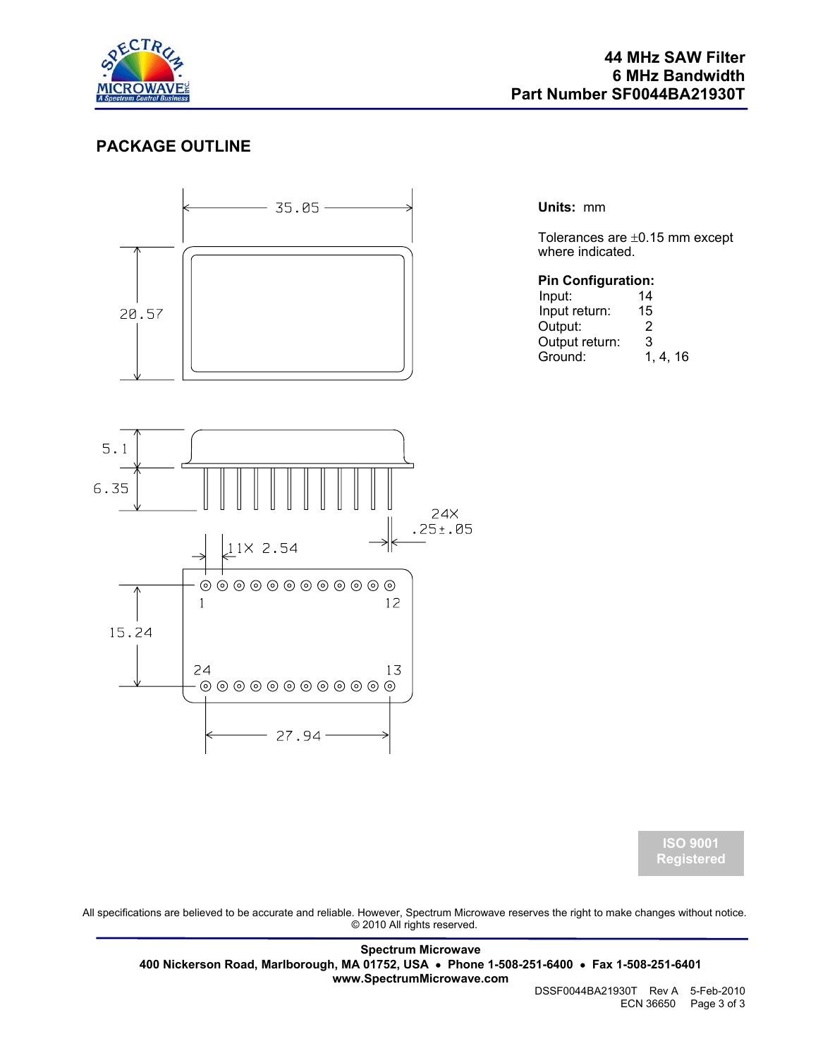**44 MHz SAW Filter**
**6 MHz Bandwidth**
**Part Number SF0044BA21930T**

## PACKAGE OUTLINE

35.05

20.57

5.1

6.35

24X
.25±.05

11X 2.54

1

12

15.24

24

13

27.94

**Units:** mm

Tolerances are ±0.15 mm except where indicated.

**Pin Configuration:**

| | |
|---|---|
| Input: | 14 |
| Input return: | 15 |
| Output: | 2 |
| Output return: | 3 |
| Ground: | 1, 4, 16 |

ISO 9001 Registered

All specifications are believed to be accurate and reliable. However, Spectrum Microwave reserves the right to make changes without notice.
© 2010 All rights reserved.

**Spectrum Microwave**
**400 Nickerson Road, Marlborough, MA 01752, USA • Phone 1-508-251-6400 • Fax 1-508-251-6401**
**www.SpectrumMicrowave.com**

DSSF0044BA21930T Rev A 5-Feb-2010
ECN 36650